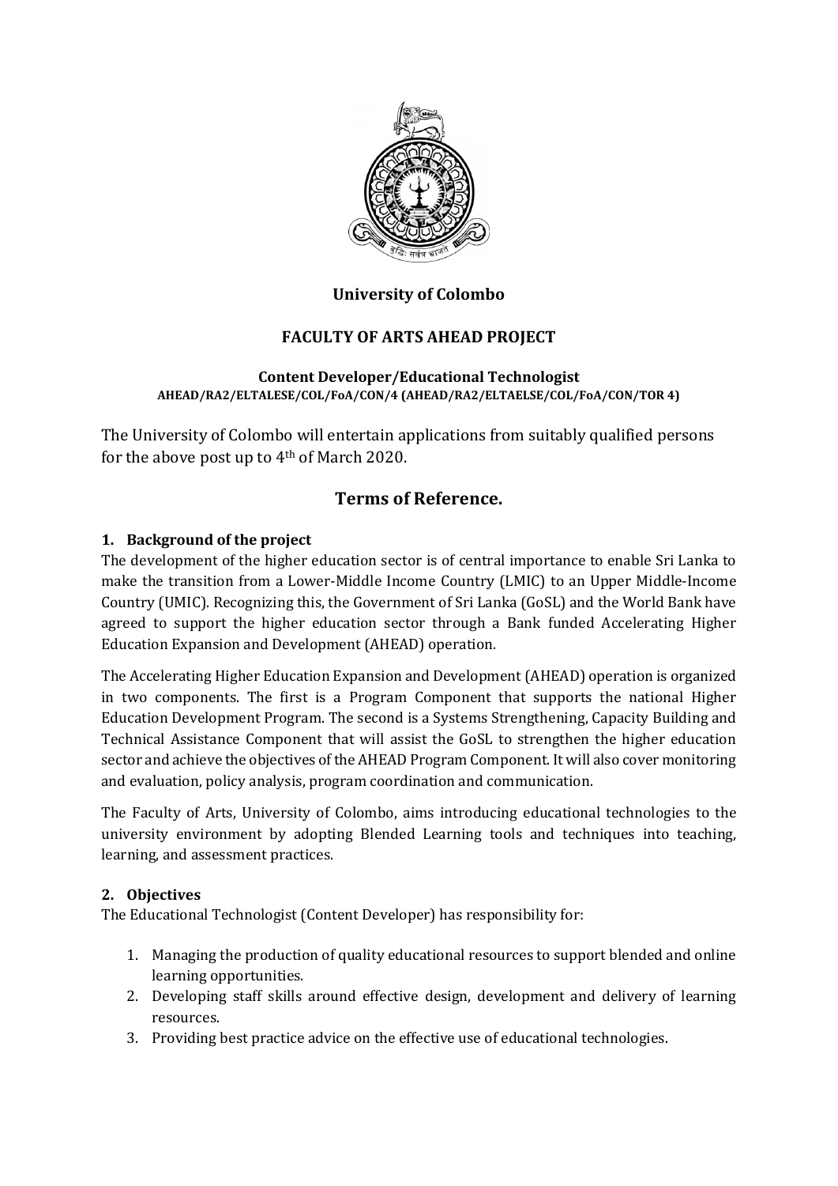# University of Colombo

## FACULTY OF ARTS AHEAD PROJECT

**Content Developer/Educational Technologist**
**AHEAD/RA2/ELTALESE/COL/FoA/CON/4 (AHEAD/RA2/ELTAELSE/COL/FoA/CON/TOR 4)**

The University of Colombo will entertain applications from suitably qualified persons for the above post up to 4th of March 2020.

## Terms of Reference.

### 1. Background of the project

The development of the higher education sector is of central importance to enable Sri Lanka to make the transition from a Lower-Middle Income Country (LMIC) to an Upper Middle-Income Country (UMIC). Recognizing this, the Government of Sri Lanka (GoSL) and the World Bank have agreed to support the higher education sector through a Bank funded Accelerating Higher Education Expansion and Development (AHEAD) operation.

The Accelerating Higher Education Expansion and Development (AHEAD) operation is organized in two components. The first is a Program Component that supports the national Higher Education Development Program. The second is a Systems Strengthening, Capacity Building and Technical Assistance Component that will assist the GoSL to strengthen the higher education sector and achieve the objectives of the AHEAD Program Component. It will also cover monitoring and evaluation, policy analysis, program coordination and communication.

The Faculty of Arts, University of Colombo, aims introducing educational technologies to the university environment by adopting Blended Learning tools and techniques into teaching, learning, and assessment practices.

### 2. Objectives

The Educational Technologist (Content Developer) has responsibility for:

1. Managing the production of quality educational resources to support blended and online learning opportunities.
2. Developing staff skills around effective design, development and delivery of learning resources.
3. Providing best practice advice on the effective use of educational technologies.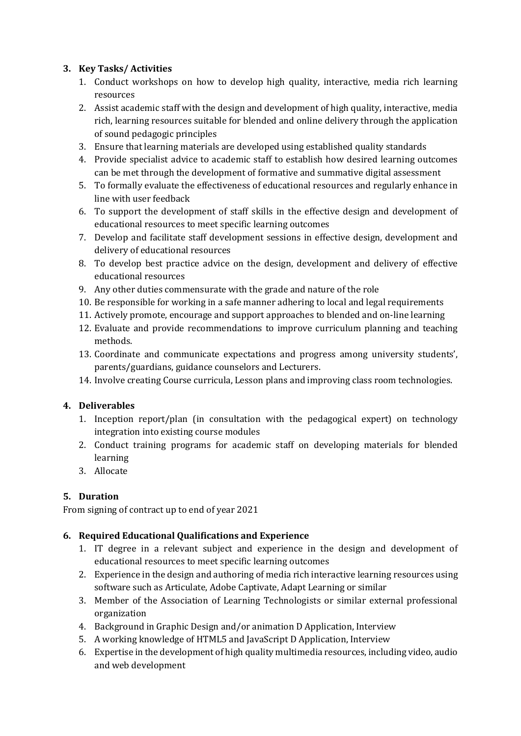### 3. Key Tasks/ Activities

1. Conduct workshops on how to develop high quality, interactive, media rich learning resources
2. Assist academic staff with the design and development of high quality, interactive, media rich, learning resources suitable for blended and online delivery through the application of sound pedagogic principles
3. Ensure that learning materials are developed using established quality standards
4. Provide specialist advice to academic staff to establish how desired learning outcomes can be met through the development of formative and summative digital assessment
5. To formally evaluate the effectiveness of educational resources and regularly enhance in line with user feedback
6. To support the development of staff skills in the effective design and development of educational resources to meet specific learning outcomes
7. Develop and facilitate staff development sessions in effective design, development and delivery of educational resources
8. To develop best practice advice on the design, development and delivery of effective educational resources
9. Any other duties commensurate with the grade and nature of the role
10. Be responsible for working in a safe manner adhering to local and legal requirements
11. Actively promote, encourage and support approaches to blended and on-line learning
12. Evaluate and provide recommendations to improve curriculum planning and teaching methods.
13. Coordinate and communicate expectations and progress among university students', parents/guardians, guidance counselors and Lecturers.
14. Involve creating Course curricula, Lesson plans and improving class room technologies.

### 4. Deliverables

1. Inception report/plan (in consultation with the pedagogical expert) on technology integration into existing course modules
2. Conduct training programs for academic staff on developing materials for blended learning
3. Allocate

### 5. Duration

From signing of contract up to end of year 2021

### 6. Required Educational Qualifications and Experience

1. IT degree in a relevant subject and experience in the design and development of educational resources to meet specific learning outcomes
2. Experience in the design and authoring of media rich interactive learning resources using software such as Articulate, Adobe Captivate, Adapt Learning or similar
3. Member of the Association of Learning Technologists or similar external professional organization
4. Background in Graphic Design and/or animation D Application, Interview
5. A working knowledge of HTML5 and JavaScript D Application, Interview
6. Expertise in the development of high quality multimedia resources, including video, audio and web development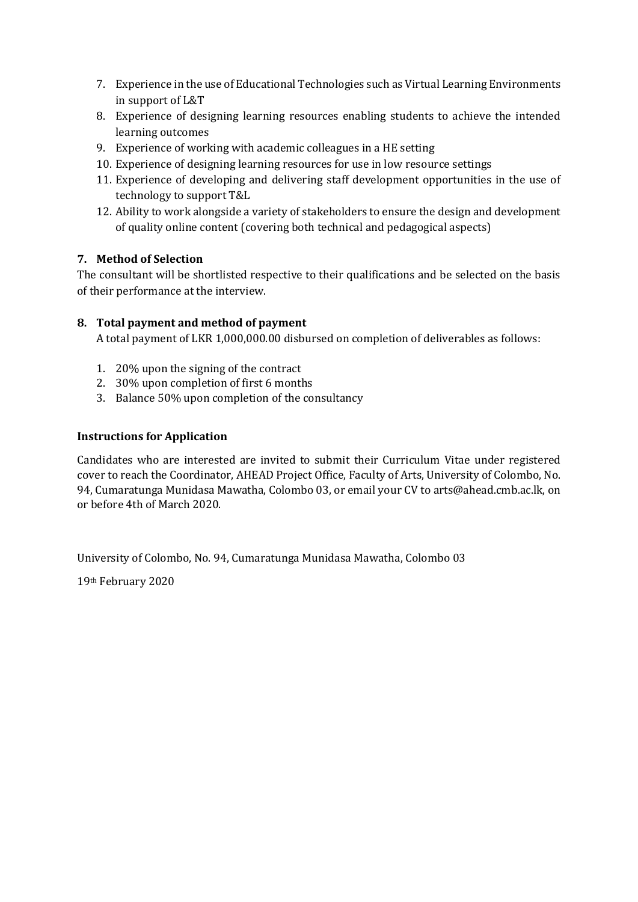7. Experience in the use of Educational Technologies such as Virtual Learning Environments in support of L&T
8. Experience of designing learning resources enabling students to achieve the intended learning outcomes
9. Experience of working with academic colleagues in a HE setting
10. Experience of designing learning resources for use in low resource settings
11. Experience of developing and delivering staff development opportunities in the use of technology to support T&L
12. Ability to work alongside a variety of stakeholders to ensure the design and development of quality online content (covering both technical and pedagogical aspects)

**7. Method of Selection**

The consultant will be shortlisted respective to their qualifications and be selected on the basis of their performance at the interview.

**8. Total payment and method of payment**

A total payment of LKR 1,000,000.00 disbursed on completion of deliverables as follows:

1. 20% upon the signing of the contract
2. 30% upon completion of first 6 months
3. Balance 50% upon completion of the consultancy

**Instructions for Application**

Candidates who are interested are invited to submit their Curriculum Vitae under registered cover to reach the Coordinator, AHEAD Project Office, Faculty of Arts, University of Colombo, No. 94, Cumaratunga Munidasa Mawatha, Colombo 03, or email your CV to arts@ahead.cmb.ac.lk, on or before 4th of March 2020.

University of Colombo, No. 94, Cumaratunga Munidasa Mawatha, Colombo 03

19th February 2020